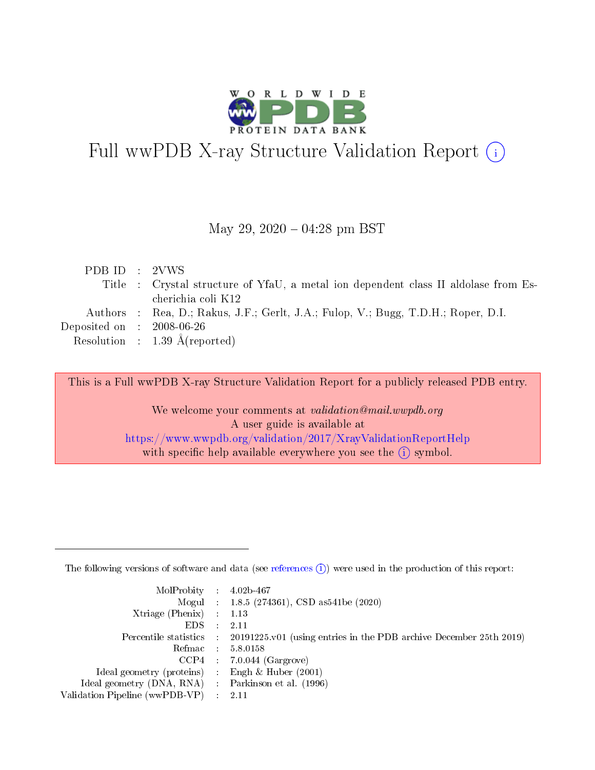# Full wwPDB X-ray Structure Validation Report

May 29, 2020 – 04:28 pm BST

| | | |
|---|---|---|
| PDB ID | : | 2VWS |
| Title | : | Crystal structure of YfaU, a metal ion dependent class II aldolase from Escherichia coli K12 |
| Authors | : | Rea, D.; Rakus, J.F.; Gerlt, J.A.; Fulop, V.; Bugg, T.D.H.; Roper, D.I. |
| Deposited on | : | 2008-06-26 |
| Resolution | : | 1.39 Å(reported) |

This is a Full wwPDB X-ray Structure Validation Report for a publicly released PDB entry.

We welcome your comments at *validation@mail.wwpdb.org*
A user guide is available at
https://www.wwpdb.org/validation/2017/XrayValidationReportHelp
with specific help available everywhere you see the (i) symbol.

The following versions of software and data (see references (i)) were used in the production of this report:

| | | |
|---|---|---|
| MolProbity | : | 4.02b-467 |
| Mogul | : | 1.8.5 (274361), CSD as541be (2020) |
| Xtriage (Phenix) | : | 1.13 |
| EDS | : | 2.11 |
| Percentile statistics | : | 20191225.v01 (using entries in the PDB archive December 25th 2019) |
| Refmac | : | 5.8.0158 |
| CCP4 | : | 7.0.044 (Gargrove) |
| Ideal geometry (proteins) | : | Engh & Huber (2001) |
| Ideal geometry (DNA, RNA) | : | Parkinson et al. (1996) |
| Validation Pipeline (wwPDB-VP) | : | 2.11 |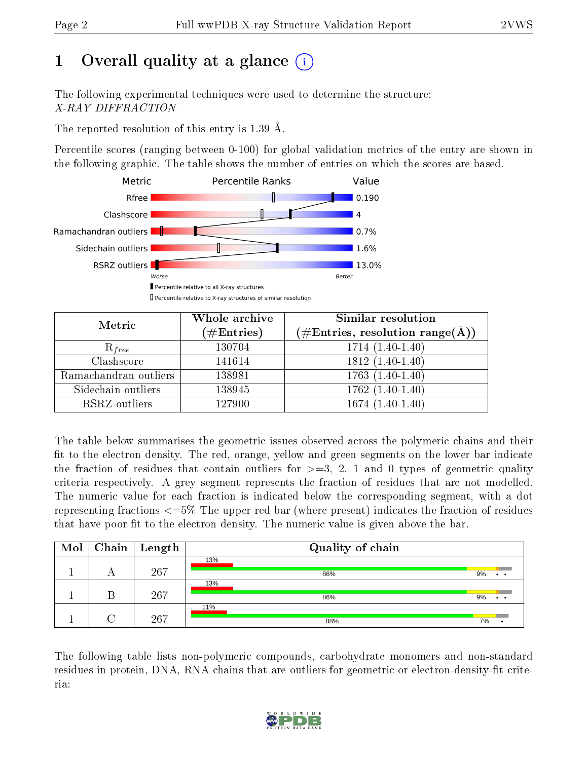# 1 Overall quality at a glance (i)

The following experimental techniques were used to determine the structure:
*X-RAY DIFFRACTION*

The reported resolution of this entry is 1.39 Å.

Percentile scores (ranging between 0-100) for global validation metrics of the entry are shown in the following graphic. The table shows the number of entries on which the scores are based.

| Metric | Value |
|---|---|
| Rfree | 0.190 |
| Clashscore | 4 |
| Ramachandran outliers | 0.7% |
| Sidechain outliers | 1.6% |
| RSRZ outliers | 13.0% |

Worse ... Better

▮ Percentile relative to all X-ray structures
▯ Percentile relative to X-ray structures of similar resolution

| Metric | Whole archive (#Entries) | Similar resolution (#Entries, resolution range(Å)) |
|---|---|---|
| $R_{free}$ | 130704 | 1714 (1.40-1.40) |
| Clashscore | 141614 | 1812 (1.40-1.40) |
| Ramachandran outliers | 138981 | 1763 (1.40-1.40) |
| Sidechain outliers | 138945 | 1762 (1.40-1.40) |
| RSRZ outliers | 127900 | 1674 (1.40-1.40) |

The table below summarises the geometric issues observed across the polymeric chains and their fit to the electron density. The red, orange, yellow and green segments on the lower bar indicate the fraction of residues that contain outliers for >=3, 2, 1 and 0 types of geometric quality criteria respectively. A grey segment represents the fraction of residues that are not modelled. The numeric value for each fraction is indicated below the corresponding segment, with a dot representing fractions <=5% The upper red bar (where present) indicates the fraction of residues that have poor fit to the electron density. The numeric value is given above the bar.

| Mol | Chain | Length | Quality of chain |
|---|---|---|---|
| 1 | A | 267 | 13%; 86%, 9%, •, • |
| 1 | B | 267 | 13%; 86%, 9%, •, • |
| 1 | C | 267 | 11%; 88%, 7%, • |

The following table lists non-polymeric compounds, carbohydrate monomers and non-standard residues in protein, DNA, RNA chains that are outliers for geometric or electron-density-fit criteria: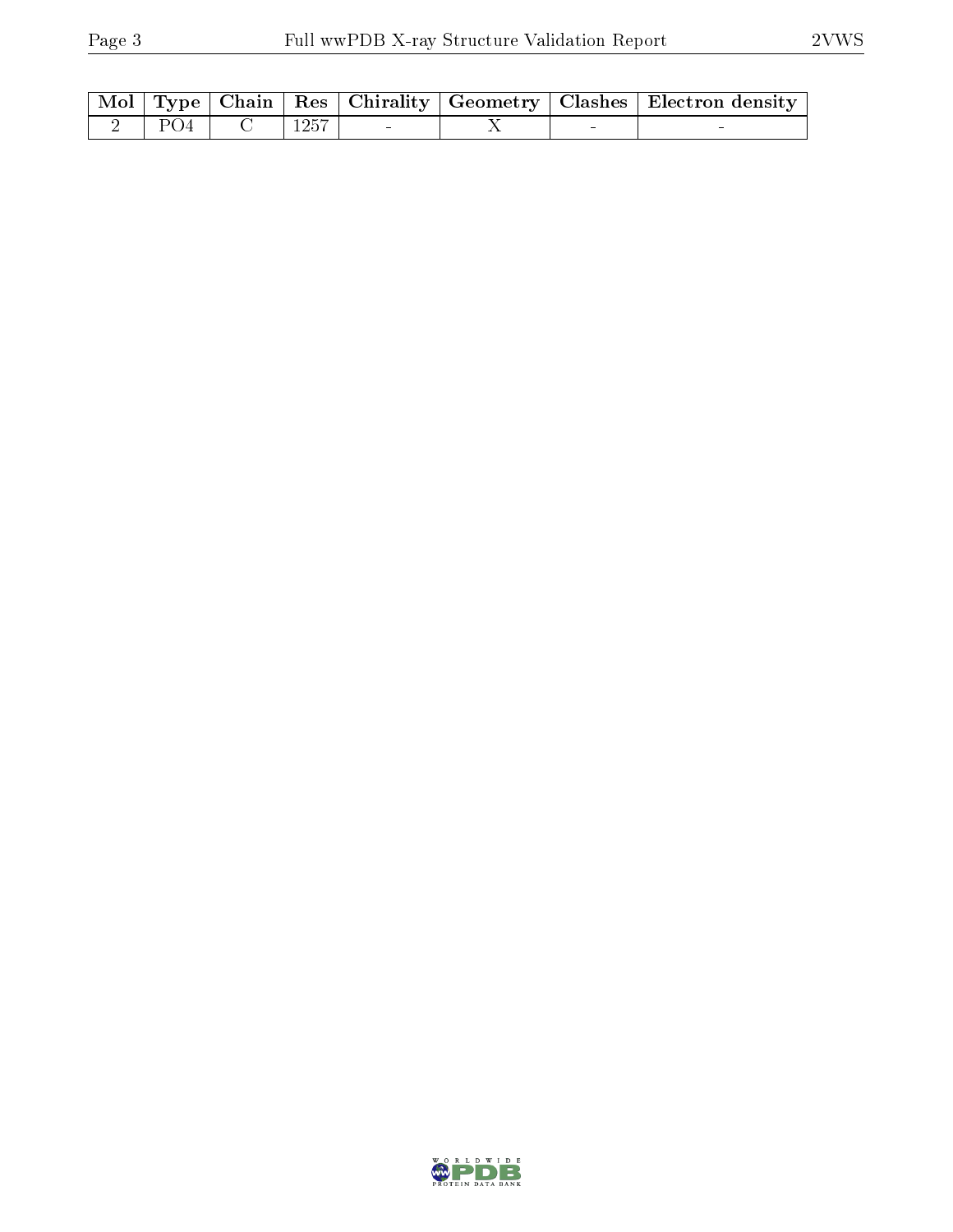| Mol | Type | Chain | Res | Chirality | Geometry | Clashes | Electron density |
|---|---|---|---|---|---|---|---|
| 2 | PO4 | C | 1257 | - | X | - | - |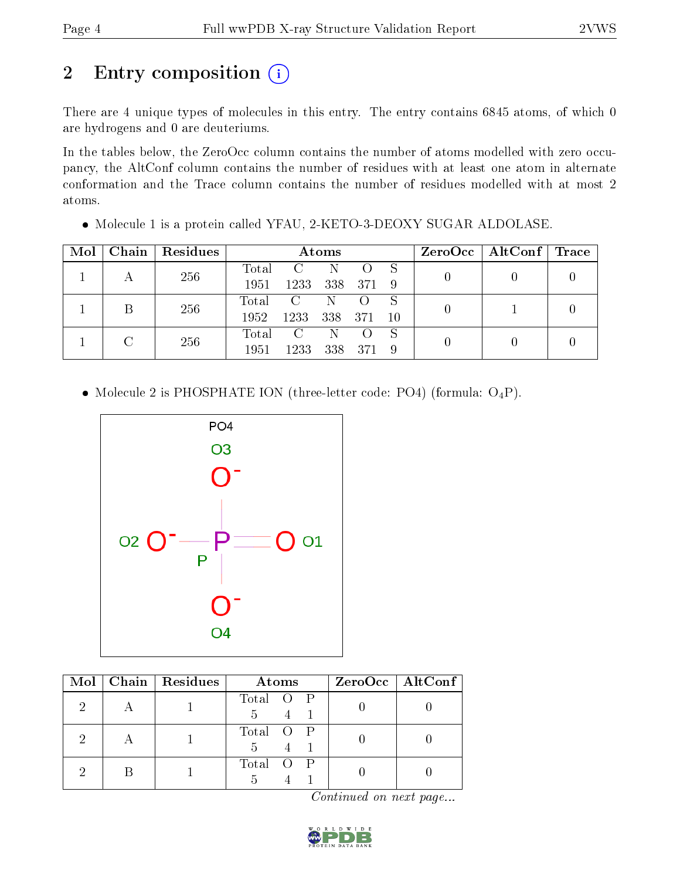# 2 Entry composition

There are 4 unique types of molecules in this entry. The entry contains 6845 atoms, of which 0 are hydrogens and 0 are deuteriums.

In the tables below, the ZeroOcc column contains the number of atoms modelled with zero occupancy, the AltConf column contains the number of residues with at least one atom in alternate conformation and the Trace column contains the number of residues modelled with at most 2 atoms.

- Molecule 1 is a protein called YFAU, 2-KETO-3-DEOXY SUGAR ALDOLASE.

| Mol | Chain | Residues | Atoms | | | | | ZeroOcc | AltConf | Trace |
|---|---|---|---|---|---|---|---|---|---|---|
| 1 | A | 256 | Total 1951 | C 1233 | N 338 | O 371 | S 9 | 0 | 0 | 0 |
| 1 | B | 256 | Total 1952 | C 1233 | N 338 | O 371 | S 10 | 0 | 1 | 0 |
| 1 | C | 256 | Total 1951 | C 1233 | N 338 | O 371 | S 9 | 0 | 0 | 0 |

- Molecule 2 is PHOSPHATE ION (three-letter code: PO4) (formula: $O_4P$).

| Mol | Chain | Residues | Atoms | | | ZeroOcc | AltConf |
|---|---|---|---|---|---|---|---|
| 2 | A | 1 | Total 5 | O 4 | P 1 | 0 | 0 |
| 2 | A | 1 | Total 5 | O 4 | P 1 | 0 | 0 |
| 2 | B | 1 | Total 5 | O 4 | P 1 | 0 | 0 |

*Continued on next page...*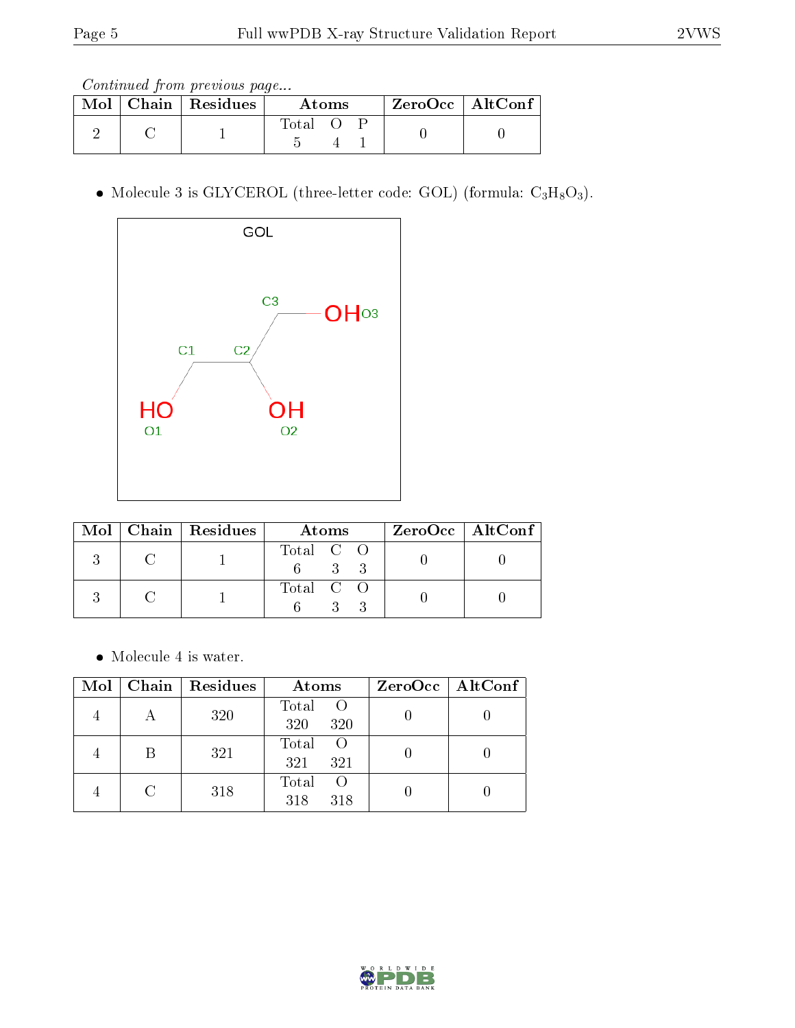*Continued from previous page...*

| Mol | Chain | Residues | Atoms | | | ZeroOcc | AltConf |
|---|---|---|---|---|---|---|---|
| | | | Total | O | P | | |
| 2 | C | 1 | 5 | 4 | 1 | 0 | 0 |

- Molecule 3 is GLYCEROL (three-letter code: GOL) (formula: $C_3H_8O_3$).

| Mol | Chain | Residues | Atoms | | | ZeroOcc | AltConf |
|---|---|---|---|---|---|---|---|
| | | | Total | C | O | | |
| 3 | C | 1 | 6 | 3 | 3 | 0 | 0 |
| 3 | C | 1 | 6 | 3 | 3 | 0 | 0 |

- Molecule 4 is water.

| Mol | Chain | Residues | Atoms | | ZeroOcc | AltConf |
|---|---|---|---|---|---|---|
| | | | Total | O | | |
| 4 | A | 320 | 320 | 320 | 0 | 0 |
| 4 | B | 321 | 321 | 321 | 0 | 0 |
| 4 | C | 318 | 318 | 318 | 0 | 0 |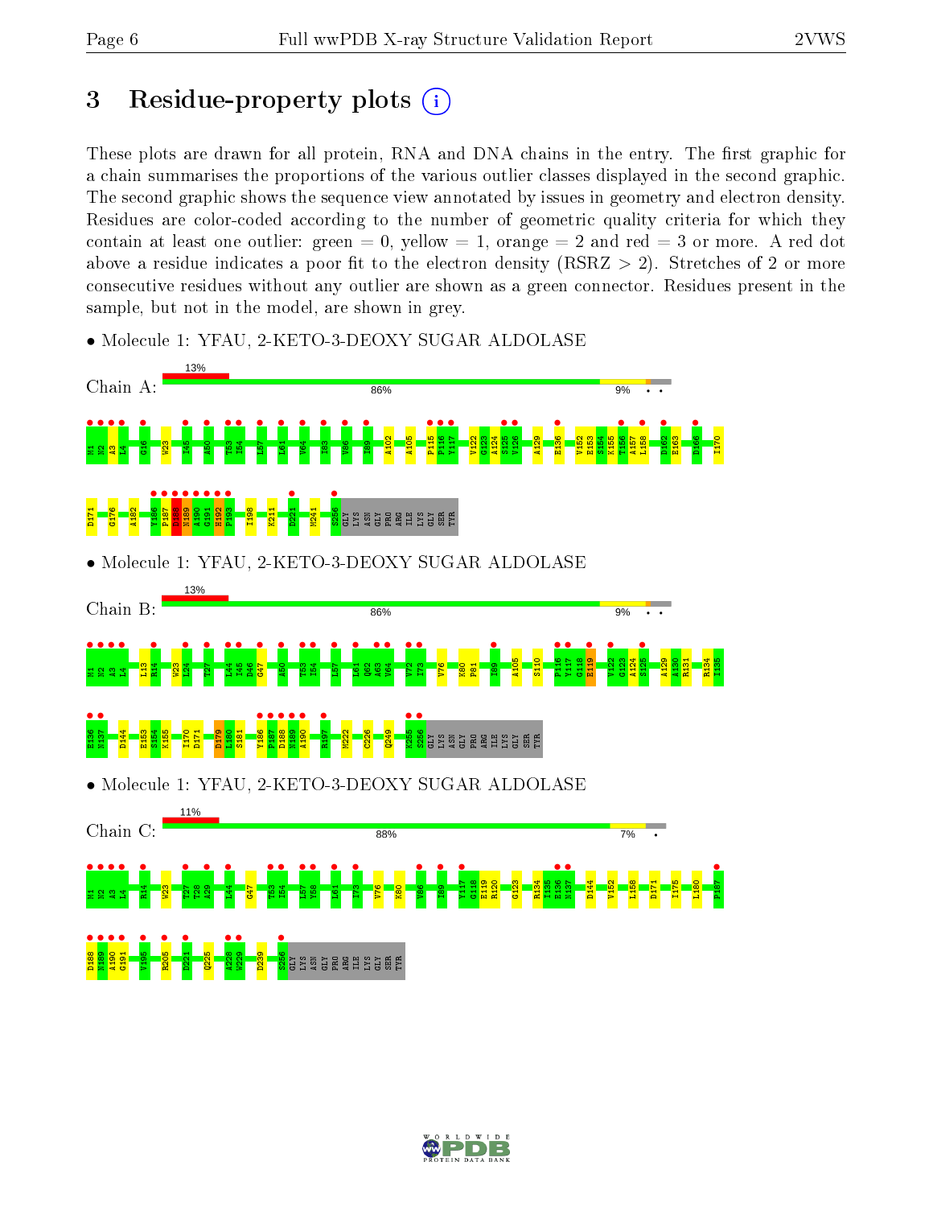# 3 Residue-property plots

These plots are drawn for all protein, RNA and DNA chains in the entry. The first graphic for a chain summarises the proportions of the various outlier classes displayed in the second graphic. The second graphic shows the sequence view annotated by issues in geometry and electron density. Residues are color-coded according to the number of geometric quality criteria for which they contain at least one outlier: green = 0, yellow = 1, orange = 2 and red = 3 or more. A red dot above a residue indicates a poor fit to the electron density (RSRZ > 2). Stretches of 2 or more consecutive residues without any outlier are shown as a green connector. Residues present in the sample, but not in the model, are shown in grey.

- Molecule 1: YFAU, 2-KETO-3-DEOXY SUGAR ALDOLASE

Chain A: 13% | 86% | 9%

M1 M2 A3 L4 G16 W23 I45 A50 T53 I54 L57 L61 V64 I83 V86 I89 A102 A105 P115 P116 Y117 V122 G123 A124 S125 V126 A129 E136 V152 E153 S154 K155 T156 A157 L158 D162 E163 D166 I170 D171 G176 A182 Y186 P187 D188 N189 A190 G191 H192 P193 I198 K211 D221 M241 S256 GLY LYS ASN GLY PRO ARG ILE LYS GLY SER TYR

- Molecule 1: YFAU, 2-KETO-3-DEOXY SUGAR ALDOLASE

Chain B: 13% | 86% | 9%

M1 M2 A3 L4 L13 R14 W23 L24 T27 L44 I45 D46 G47 A50 T53 I54 L57 L61 Q62 A63 V64 V72 I73 V76 K80 P81 I89 A105 S110 P116 Y117 G118 E119 V122 G123 A124 S125 A129 A130 R131 R134 I135 E136 N137 D144 E153 S154 K155 I170 D171 D179 L180 S181 Y186 P187 D188 N189 A190 R197 M222 C226 Q249 K255 S256 GLY LYS ASN GLY PRO ARG ILE LYS GLY SER TYR

- Molecule 1: YFAU, 2-KETO-3-DEOXY SUGAR ALDOLASE

Chain C: 11% | 88% | 7%

M1 M2 A3 L4 R14 W23 T27 T28 A29 L44 G47 T53 I54 L57 Y58 L61 I73 V76 K80 V86 I89 Y117 G118 E119 R120 G123 R134 I135 E136 N137 D144 V152 L158 D171 I175 L180 P187 D188 N189 A190 G191 V195 R205 D221 Q225 A228 W229 D239 S256 GLY LYS ASN GLY PRO ARG ILE LYS GLY SER TYR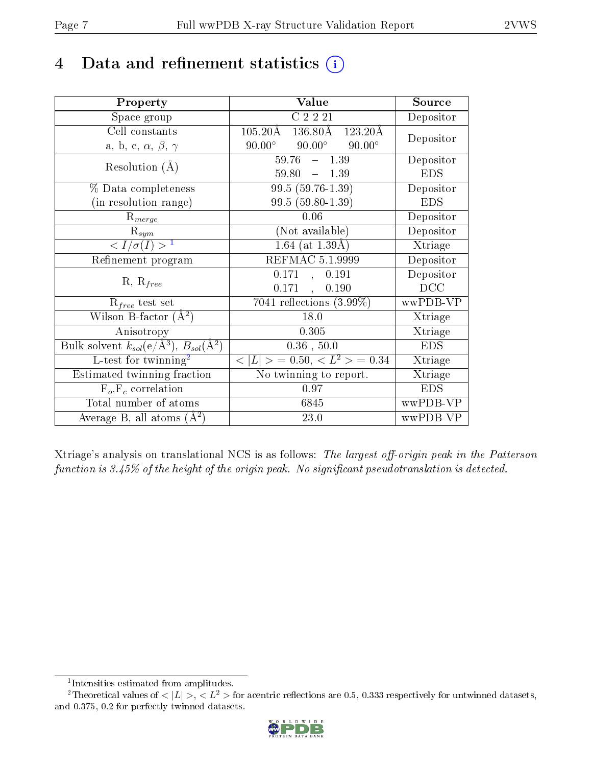# 4 Data and refinement statistics

| Property | Value | Source |
|---|---|---|
| Space group | C 2 2 21 | Depositor |
| Cell constants<br>a, b, c, $\alpha$, $\beta$, $\gamma$ | 105.20Å 136.80Å 123.20Å<br>90.00° 90.00° 90.00° | Depositor |
| Resolution (Å) | 59.76 – 1.39<br>59.80 – 1.39 | Depositor<br>EDS |
| % Data completeness<br>(in resolution range) | 99.5 (59.76-1.39)<br>99.5 (59.80-1.39) | Depositor<br>EDS |
| $R_{merge}$ | 0.06 | Depositor |
| $R_{sym}$ | (Not available) | Depositor |
| $< I/\sigma(I) >$ [1] | 1.64 (at 1.39Å) | Xtriage |
| Refinement program | REFMAC 5.1.9999 | Depositor |
| R, $R_{free}$ | 0.171 , 0.191<br>0.171 , 0.190 | Depositor<br>DCC |
| $R_{free}$ test set | 7041 reflections (3.99%) | wwPDB-VP |
| Wilson B-factor (Å$^2$) | 18.0 | Xtriage |
| Anisotropy | 0.305 | Xtriage |
| Bulk solvent $k_{sol}$(e/Å$^3$), $B_{sol}$(Å$^2$) | 0.36 , 50.0 | EDS |
| L-test for twinning[2] | $< \vert L \vert >$ = 0.50, $< L^2 >$ = 0.34 | Xtriage |
| Estimated twinning fraction | No twinning to report. | Xtriage |
| $F_o$,$F_c$ correlation | 0.97 | EDS |
| Total number of atoms | 6845 | wwPDB-VP |
| Average B, all atoms (Å$^2$) | 23.0 | wwPDB-VP |

Xtriage's analysis on translational NCS is as follows: *The largest off-origin peak in the Patterson function is 3.45% of the height of the origin peak. No significant pseudotranslation is detected.*

[1] Intensities estimated from amplitudes.

[2] Theoretical values of $< |L| >$, $< L^2 >$ for acentric reflections are 0.5, 0.333 respectively for untwinned datasets, and 0.375, 0.2 for perfectly twinned datasets.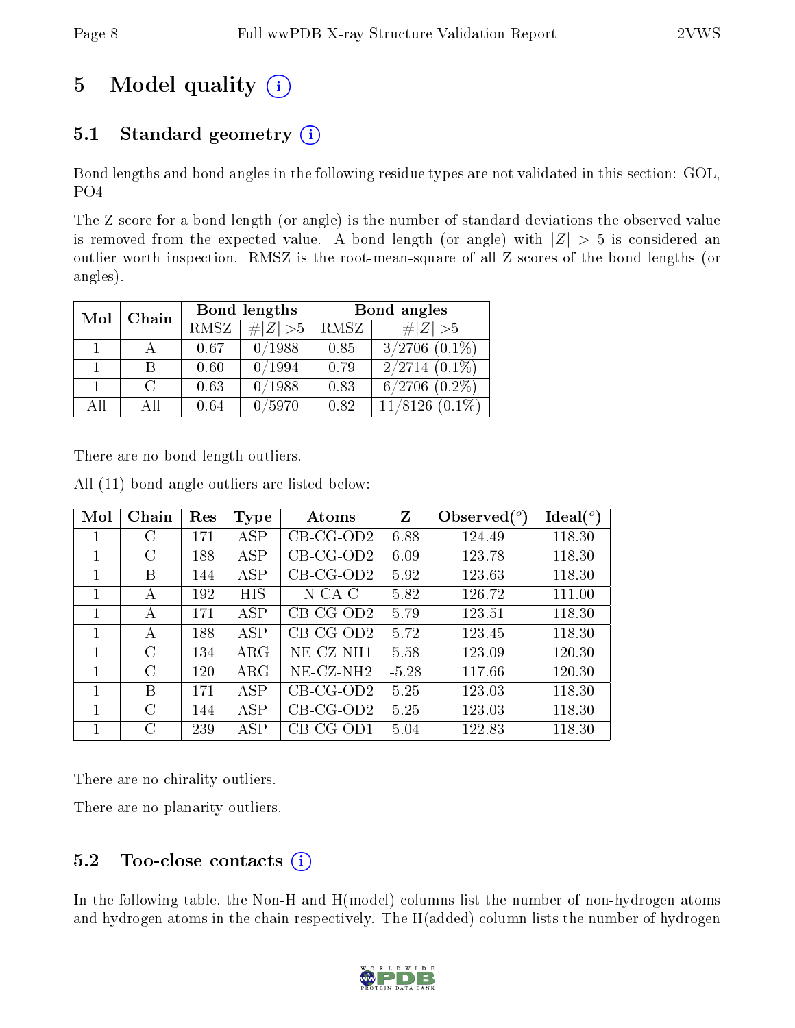# 5 Model quality (i)

## 5.1 Standard geometry (i)

Bond lengths and bond angles in the following residue types are not validated in this section: GOL, PO4

The Z score for a bond length (or angle) is the number of standard deviations the observed value is removed from the expected value. A bond length (or angle) with $|Z| > 5$ is considered an outlier worth inspection. RMSZ is the root-mean-square of all Z scores of the bond lengths (or angles).

| Mol | Chain | Bond lengths | | Bond angles | |
|---|---|---|---|---|---|
| | | RMSZ | $\#\|Z\| > 5$ | RMSZ | $\#\|Z\| > 5$ |
| 1 | A | 0.67 | 0/1988 | 0.85 | 3/2706 (0.1%) |
| 1 | B | 0.60 | 0/1994 | 0.79 | 2/2714 (0.1%) |
| 1 | C | 0.63 | 0/1988 | 0.83 | 6/2706 (0.2%) |
| All | All | 0.64 | 0/5970 | 0.82 | 11/8126 (0.1%) |

There are no bond length outliers.

All (11) bond angle outliers are listed below:

| Mol | Chain | Res | Type | Atoms | Z | Observed(°) | Ideal(°) |
|---|---|---|---|---|---|---|---|
| 1 | C | 171 | ASP | CB-CG-OD2 | 6.88 | 124.49 | 118.30 |
| 1 | C | 188 | ASP | CB-CG-OD2 | 6.09 | 123.78 | 118.30 |
| 1 | B | 144 | ASP | CB-CG-OD2 | 5.92 | 123.63 | 118.30 |
| 1 | A | 192 | HIS | N-CA-C | 5.82 | 126.72 | 111.00 |
| 1 | A | 171 | ASP | CB-CG-OD2 | 5.79 | 123.51 | 118.30 |
| 1 | A | 188 | ASP | CB-CG-OD2 | 5.72 | 123.45 | 118.30 |
| 1 | C | 134 | ARG | NE-CZ-NH1 | 5.58 | 123.09 | 120.30 |
| 1 | C | 120 | ARG | NE-CZ-NH2 | -5.28 | 117.66 | 120.30 |
| 1 | B | 171 | ASP | CB-CG-OD2 | 5.25 | 123.03 | 118.30 |
| 1 | C | 144 | ASP | CB-CG-OD2 | 5.25 | 123.03 | 118.30 |
| 1 | C | 239 | ASP | CB-CG-OD1 | 5.04 | 122.83 | 118.30 |

There are no chirality outliers.

There are no planarity outliers.

## 5.2 Too-close contacts (i)

In the following table, the Non-H and H(model) columns list the number of non-hydrogen atoms and hydrogen atoms in the chain respectively. The H(added) column lists the number of hydrogen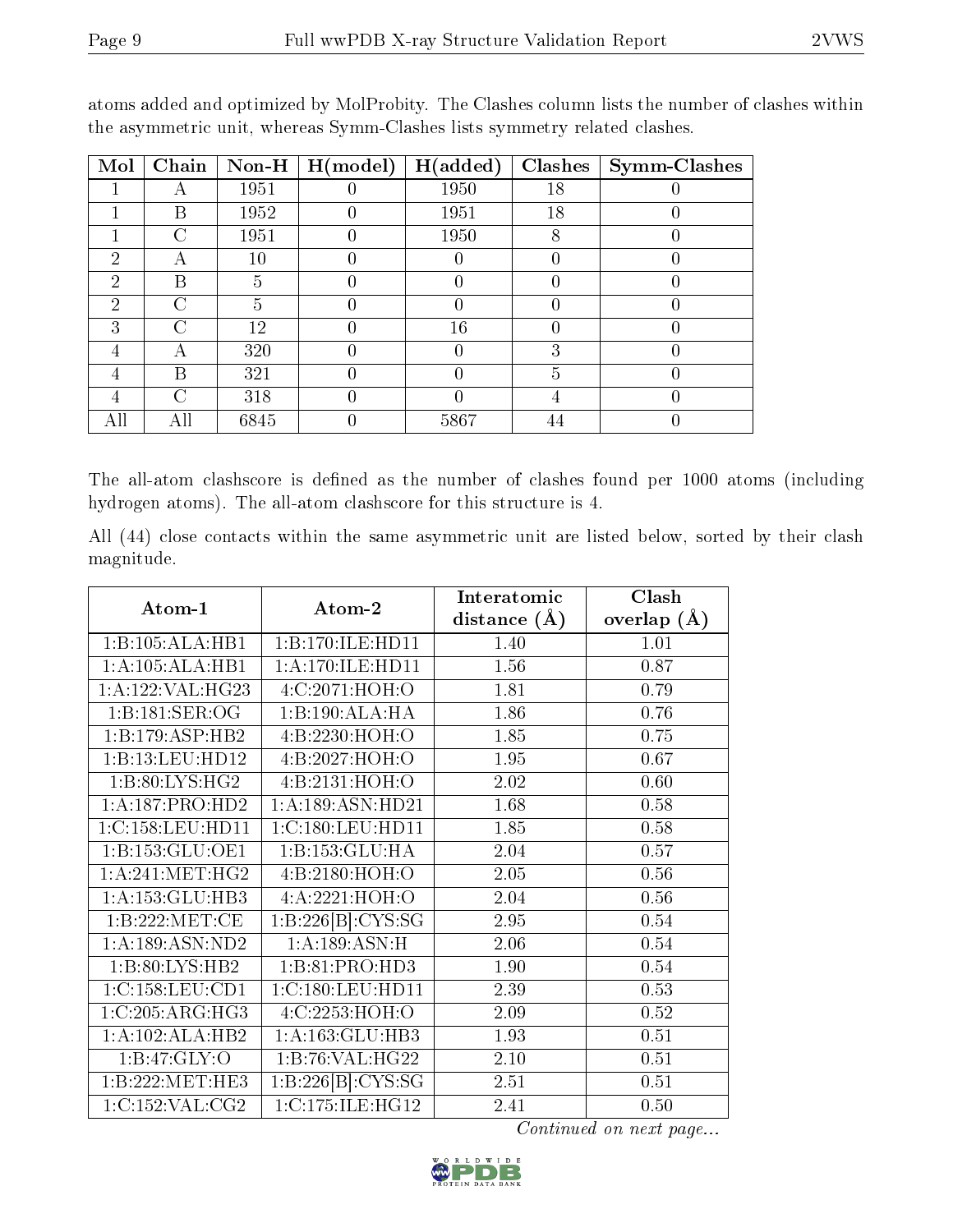atoms added and optimized by MolProbity. The Clashes column lists the number of clashes within the asymmetric unit, whereas Symm-Clashes lists symmetry related clashes.

| Mol | Chain | Non-H | H(model) | H(added) | Clashes | Symm-Clashes |
|---|---|---|---|---|---|---|
| 1 | A | 1951 | 0 | 1950 | 18 | 0 |
| 1 | B | 1952 | 0 | 1951 | 18 | 0 |
| 1 | C | 1951 | 0 | 1950 | 8 | 0 |
| 2 | A | 10 | 0 | 0 | 0 | 0 |
| 2 | B | 5 | 0 | 0 | 0 | 0 |
| 2 | C | 5 | 0 | 0 | 0 | 0 |
| 3 | C | 12 | 0 | 16 | 0 | 0 |
| 4 | A | 320 | 0 | 0 | 3 | 0 |
| 4 | B | 321 | 0 | 0 | 5 | 0 |
| 4 | C | 318 | 0 | 0 | 4 | 0 |
| All | All | 6845 | 0 | 5867 | 44 | 0 |

The all-atom clashscore is defined as the number of clashes found per 1000 atoms (including hydrogen atoms). The all-atom clashscore for this structure is 4.

All (44) close contacts within the same asymmetric unit are listed below, sorted by their clash magnitude.

| Atom-1 | Atom-2 | Interatomic distance (Å) | Clash overlap (Å) |
|---|---|---|---|
| 1:B:105:ALA:HB1 | 1:B:170:ILE:HD11 | 1.40 | 1.01 |
| 1:A:105:ALA:HB1 | 1:A:170:ILE:HD11 | 1.56 | 0.87 |
| 1:A:122:VAL:HG23 | 4:C:2071:HOH:O | 1.81 | 0.79 |
| 1:B:181:SER:OG | 1:B:190:ALA:HA | 1.86 | 0.76 |
| 1:B:179:ASP:HB2 | 4:B:2230:HOH:O | 1.85 | 0.75 |
| 1:B:13:LEU:HD12 | 4:B:2027:HOH:O | 1.95 | 0.67 |
| 1:B:80:LYS:HG2 | 4:B:2131:HOH:O | 2.02 | 0.60 |
| 1:A:187:PRO:HD2 | 1:A:189:ASN:HD21 | 1.68 | 0.58 |
| 1:C:158:LEU:HD11 | 1:C:180:LEU:HD11 | 1.85 | 0.58 |
| 1:B:153:GLU:OE1 | 1:B:153:GLU:HA | 2.04 | 0.57 |
| 1:A:241:MET:HG2 | 4:B:2180:HOH:O | 2.05 | 0.56 |
| 1:A:153:GLU:HB3 | 4:A:2221:HOH:O | 2.04 | 0.56 |
| 1:B:222:MET:CE | 1:B:226[B]:CYS:SG | 2.95 | 0.54 |
| 1:A:189:ASN:ND2 | 1:A:189:ASN:H | 2.06 | 0.54 |
| 1:B:80:LYS:HB2 | 1:B:81:PRO:HD3 | 1.90 | 0.54 |
| 1:C:158:LEU:CD1 | 1:C:180:LEU:HD11 | 2.39 | 0.53 |
| 1:C:205:ARG:HG3 | 4:C:2253:HOH:O | 2.09 | 0.52 |
| 1:A:102:ALA:HB2 | 1:A:163:GLU:HB3 | 1.93 | 0.51 |
| 1:B:47:GLY:O | 1:B:76:VAL:HG22 | 2.10 | 0.51 |
| 1:B:222:MET:HE3 | 1:B:226[B]:CYS:SG | 2.51 | 0.51 |
| 1:C:152:VAL:CG2 | 1:C:175:ILE:HG12 | 2.41 | 0.50 |

*Continued on next page...*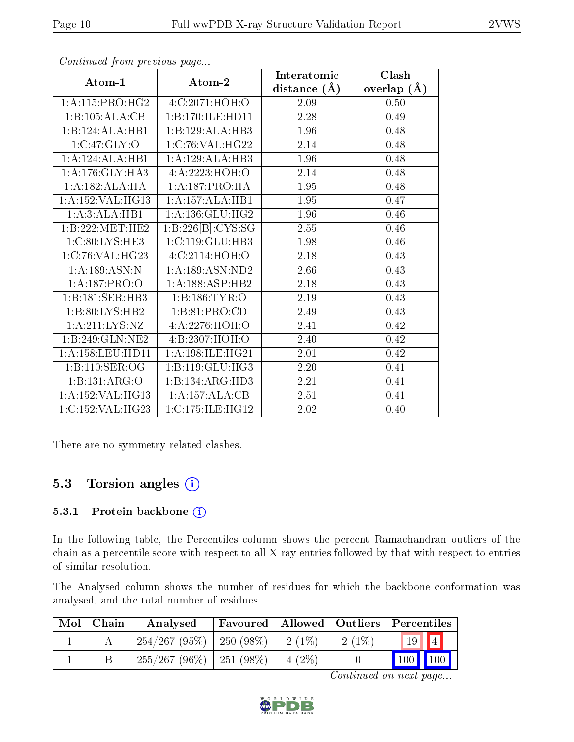*Continued from previous page...*

| Atom-1 | Atom-2 | Interatomic distance (Å) | Clash overlap (Å) |
|---|---|---|---|
| 1:A:115:PRO:HG2 | 4:C:2071:HOH:O | 2.09 | 0.50 |
| 1:B:105:ALA:CB | 1:B:170:ILE:HD11 | 2.28 | 0.49 |
| 1:B:124:ALA:HB1 | 1:B:129:ALA:HB3 | 1.96 | 0.48 |
| 1:C:47:GLY:O | 1:C:76:VAL:HG22 | 2.14 | 0.48 |
| 1:A:124:ALA:HB1 | 1:A:129:ALA:HB3 | 1.96 | 0.48 |
| 1:A:176:GLY:HA3 | 4:A:2223:HOH:O | 2.14 | 0.48 |
| 1:A:182:ALA:HA | 1:A:187:PRO:HA | 1.95 | 0.48 |
| 1:A:152:VAL:HG13 | 1:A:157:ALA:HB1 | 1.95 | 0.47 |
| 1:A:3:ALA:HB1 | 1:A:136:GLU:HG2 | 1.96 | 0.46 |
| 1:B:222:MET:HE2 | 1:B:226[B]:CYS:SG | 2.55 | 0.46 |
| 1:C:80:LYS:HE3 | 1:C:119:GLU:HB3 | 1.98 | 0.46 |
| 1:C:76:VAL:HG23 | 4:C:2114:HOH:O | 2.18 | 0.43 |
| 1:A:189:ASN:N | 1:A:189:ASN:ND2 | 2.66 | 0.43 |
| 1:A:187:PRO:O | 1:A:188:ASP:HB2 | 2.18 | 0.43 |
| 1:B:181:SER:HB3 | 1:B:186:TYR:O | 2.19 | 0.43 |
| 1:B:80:LYS:HB2 | 1:B:81:PRO:CD | 2.49 | 0.43 |
| 1:A:211:LYS:NZ | 4:A:2276:HOH:O | 2.41 | 0.42 |
| 1:B:249:GLN:NE2 | 4:B:2307:HOH:O | 2.40 | 0.42 |
| 1:A:158:LEU:HD11 | 1:A:198:ILE:HG21 | 2.01 | 0.42 |
| 1:B:110:SER:OG | 1:B:119:GLU:HG3 | 2.20 | 0.41 |
| 1:B:131:ARG:O | 1:B:134:ARG:HD3 | 2.21 | 0.41 |
| 1:A:152:VAL:HG13 | 1:A:157:ALA:CB | 2.51 | 0.41 |
| 1:C:152:VAL:HG23 | 1:C:175:ILE:HG12 | 2.02 | 0.40 |

There are no symmetry-related clashes.

## 5.3 Torsion angles

### 5.3.1 Protein backbone

In the following table, the Percentiles column shows the percent Ramachandran outliers of the chain as a percentile score with respect to all X-ray entries followed by that with respect to entries of similar resolution.

The Analysed column shows the number of residues for which the backbone conformation was analysed, and the total number of residues.

| Mol | Chain | Analysed | Favoured | Allowed | Outliers | Percentiles | |
|---|---|---|---|---|---|---|---|
| 1 | A | 254/267 (95%) | 250 (98%) | 2 (1%) | 2 (1%) | 19 | 4 |
| 1 | B | 255/267 (96%) | 251 (98%) | 4 (2%) | 0 | 100 | 100 |

*Continued on next page...*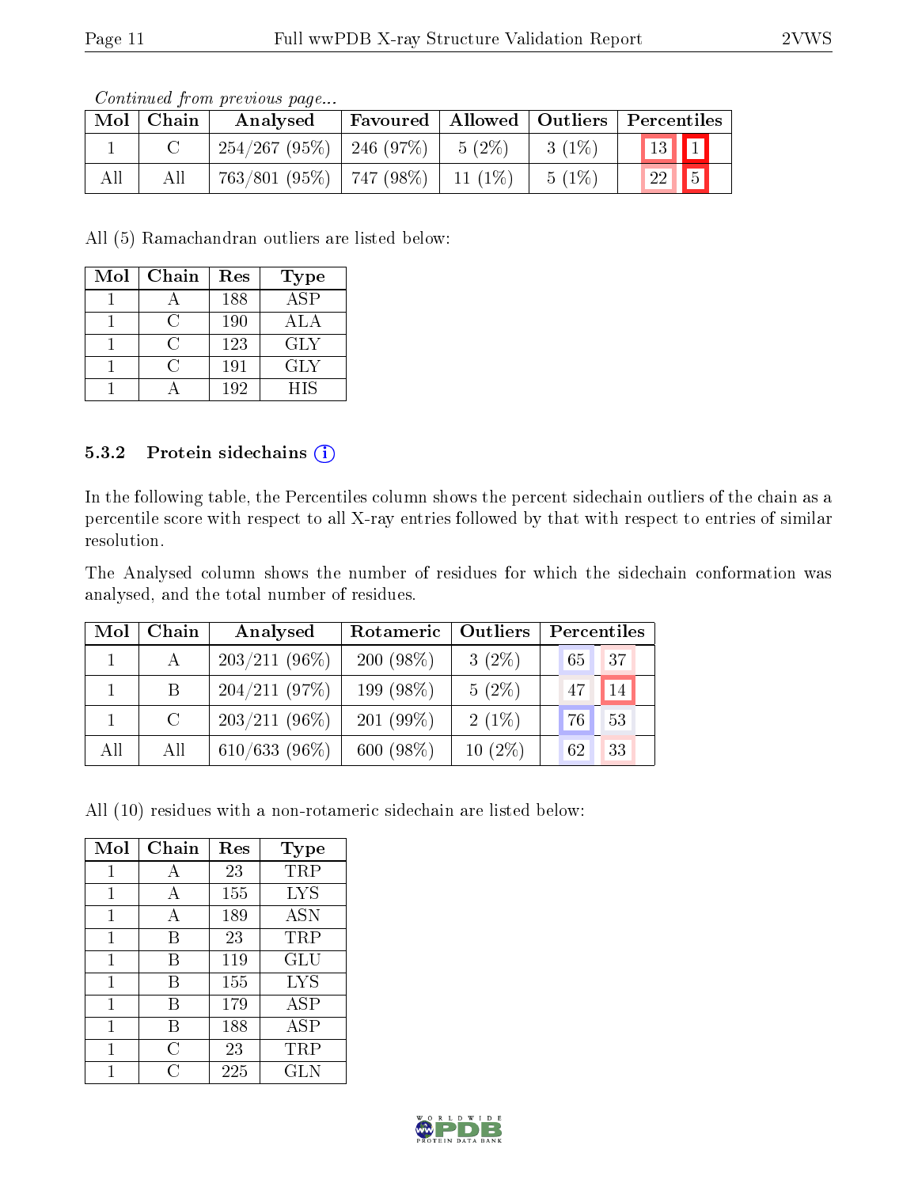*Continued from previous page...*

| Mol | Chain | Analysed | Favoured | Allowed | Outliers | Percentiles | |
|---|---|---|---|---|---|---|---|
| 1 | C | 254/267 (95%) | 246 (97%) | 5 (2%) | 3 (1%) | 13 | 1 |
| All | All | 763/801 (95%) | 747 (98%) | 11 (1%) | 5 (1%) | 22 | 5 |

All (5) Ramachandran outliers are listed below:

| Mol | Chain | Res | Type |
|---|---|---|---|
| 1 | A | 188 | ASP |
| 1 | C | 190 | ALA |
| 1 | C | 123 | GLY |
| 1 | C | 191 | GLY |
| 1 | A | 192 | HIS |

### 5.3.2 Protein sidechains

In the following table, the Percentiles column shows the percent sidechain outliers of the chain as a percentile score with respect to all X-ray entries followed by that with respect to entries of similar resolution.

The Analysed column shows the number of residues for which the sidechain conformation was analysed, and the total number of residues.

| Mol | Chain | Analysed | Rotameric | Outliers | Percentiles | |
|---|---|---|---|---|---|---|
| 1 | A | 203/211 (96%) | 200 (98%) | 3 (2%) | 65 | 37 |
| 1 | B | 204/211 (97%) | 199 (98%) | 5 (2%) | 47 | 14 |
| 1 | C | 203/211 (96%) | 201 (99%) | 2 (1%) | 76 | 53 |
| All | All | 610/633 (96%) | 600 (98%) | 10 (2%) | 62 | 33 |

All (10) residues with a non-rotameric sidechain are listed below:

| Mol | Chain | Res | Type |
|---|---|---|---|
| 1 | A | 23 | TRP |
| 1 | A | 155 | LYS |
| 1 | A | 189 | ASN |
| 1 | B | 23 | TRP |
| 1 | B | 119 | GLU |
| 1 | B | 155 | LYS |
| 1 | B | 179 | ASP |
| 1 | B | 188 | ASP |
| 1 | C | 23 | TRP |
| 1 | C | 225 | GLN |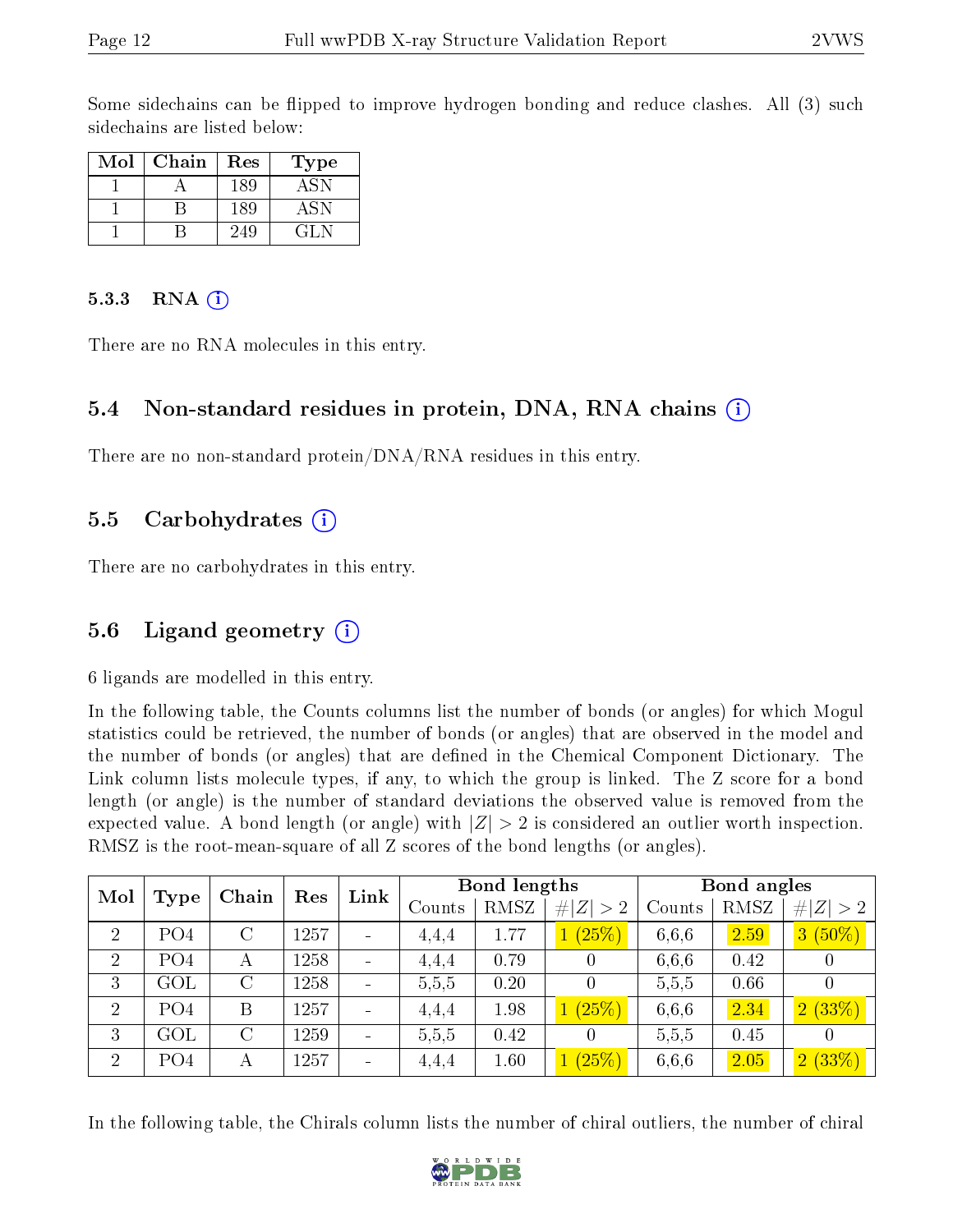Some sidechains can be flipped to improve hydrogen bonding and reduce clashes. All (3) such sidechains are listed below:

| Mol | Chain | Res | Type |
|---|---|---|---|
| 1 | A | 189 | ASN |
| 1 | B | 189 | ASN |
| 1 | B | 249 | GLN |

### 5.3.3 RNA (i)

There are no RNA molecules in this entry.

## 5.4 Non-standard residues in protein, DNA, RNA chains (i)

There are no non-standard protein/DNA/RNA residues in this entry.

## 5.5 Carbohydrates (i)

There are no carbohydrates in this entry.

## 5.6 Ligand geometry (i)

6 ligands are modelled in this entry.

In the following table, the Counts columns list the number of bonds (or angles) for which Mogul statistics could be retrieved, the number of bonds (or angles) that are observed in the model and the number of bonds (or angles) that are defined in the Chemical Component Dictionary. The Link column lists molecule types, if any, to which the group is linked. The Z score for a bond length (or angle) is the number of standard deviations the observed value is removed from the expected value. A bond length (or angle) with $|Z| > 2$ is considered an outlier worth inspection. RMSZ is the root-mean-square of all Z scores of the bond lengths (or angles).

| Mol | Type | Chain | Res | Link | Bond lengths | | | Bond angles | | |
|---|---|---|---|---|---|---|---|---|---|---|
| | | | | | Counts | RMSZ | $\#\|Z\|>2$ | Counts | RMSZ | $\#\|Z\|>2$ |
| 2 | PO4 | C | 1257 | - | 4,4,4 | 1.77 | 1 (25%) | 6,6,6 | 2.59 | 3 (50%) |
| 2 | PO4 | A | 1258 | - | 4,4,4 | 0.79 | 0 | 6,6,6 | 0.42 | 0 |
| 3 | GOL | C | 1258 | - | 5,5,5 | 0.20 | 0 | 5,5,5 | 0.66 | 0 |
| 2 | PO4 | B | 1257 | - | 4,4,4 | 1.98 | 1 (25%) | 6,6,6 | 2.34 | 2 (33%) |
| 3 | GOL | C | 1259 | - | 5,5,5 | 0.42 | 0 | 5,5,5 | 0.45 | 0 |
| 2 | PO4 | A | 1257 | - | 4,4,4 | 1.60 | 1 (25%) | 6,6,6 | 2.05 | 2 (33%) |

In the following table, the Chirals column lists the number of chiral outliers, the number of chiral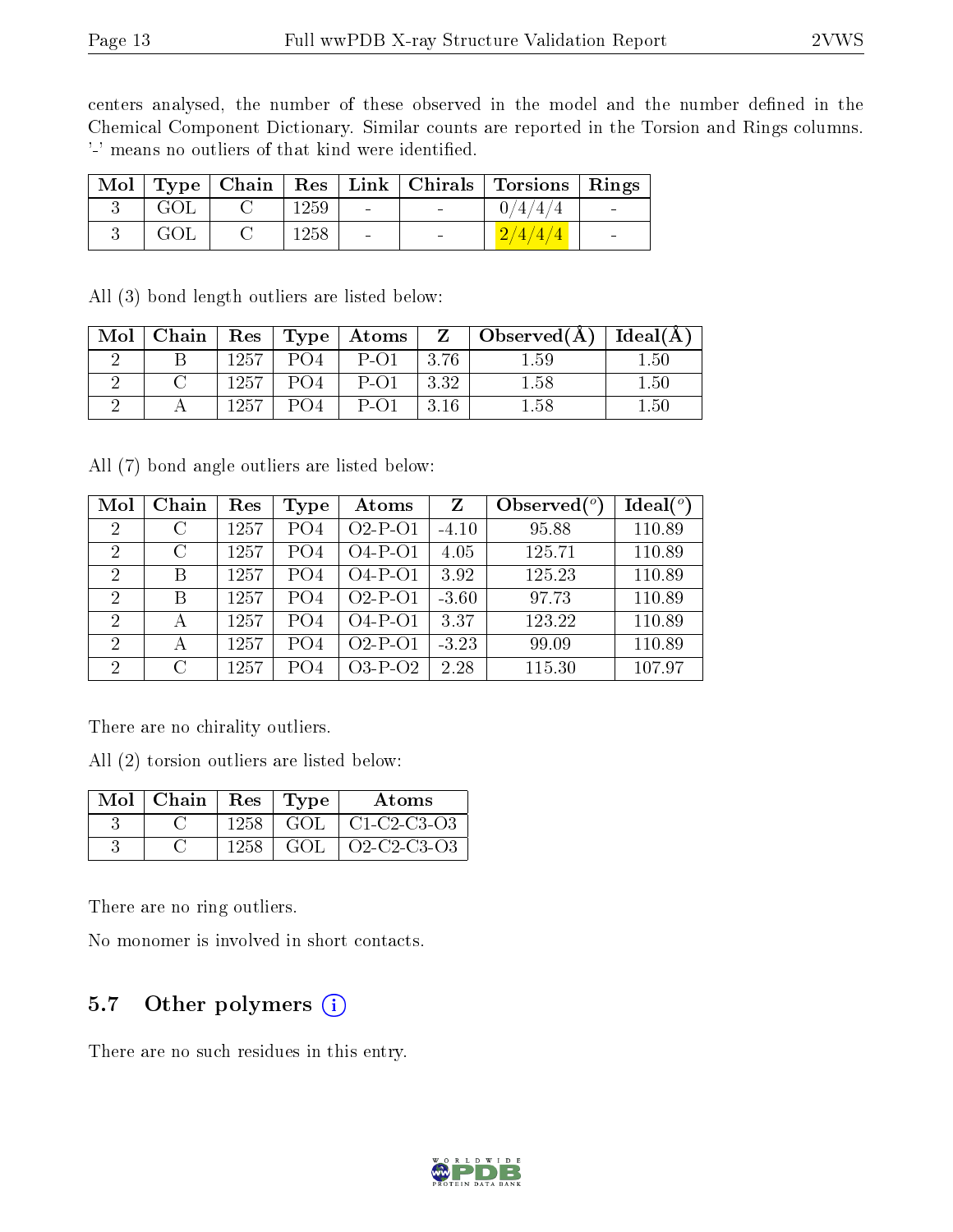centers analysed, the number of these observed in the model and the number defined in the Chemical Component Dictionary. Similar counts are reported in the Torsion and Rings columns. '-' means no outliers of that kind were identified.

| Mol | Type | Chain | Res | Link | Chirals | Torsions | Rings |
|---|---|---|---|---|---|---|---|
| 3 | GOL | C | 1259 | - | - | 0/4/4/4 | - |
| 3 | GOL | C | 1258 | - | - | 2/4/4/4 | - |

All (3) bond length outliers are listed below:

| Mol | Chain | Res | Type | Atoms | Z | Observed(Å) | Ideal(Å) |
|---|---|---|---|---|---|---|---|
| 2 | B | 1257 | PO4 | P-O1 | 3.76 | 1.59 | 1.50 |
| 2 | C | 1257 | PO4 | P-O1 | 3.32 | 1.58 | 1.50 |
| 2 | A | 1257 | PO4 | P-O1 | 3.16 | 1.58 | 1.50 |

All (7) bond angle outliers are listed below:

| Mol | Chain | Res | Type | Atoms | Z | Observed(°) | Ideal(°) |
|---|---|---|---|---|---|---|---|
| 2 | C | 1257 | PO4 | O2-P-O1 | -4.10 | 95.88 | 110.89 |
| 2 | C | 1257 | PO4 | O4-P-O1 | 4.05 | 125.71 | 110.89 |
| 2 | B | 1257 | PO4 | O4-P-O1 | 3.92 | 125.23 | 110.89 |
| 2 | B | 1257 | PO4 | O2-P-O1 | -3.60 | 97.73 | 110.89 |
| 2 | A | 1257 | PO4 | O4-P-O1 | 3.37 | 123.22 | 110.89 |
| 2 | A | 1257 | PO4 | O2-P-O1 | -3.23 | 99.09 | 110.89 |
| 2 | C | 1257 | PO4 | O3-P-O2 | 2.28 | 115.30 | 107.97 |

There are no chirality outliers.

All (2) torsion outliers are listed below:

| Mol | Chain | Res | Type | Atoms |
|---|---|---|---|---|
| 3 | C | 1258 | GOL | C1-C2-C3-O3 |
| 3 | C | 1258 | GOL | O2-C2-C3-O3 |

There are no ring outliers.

No monomer is involved in short contacts.

## 5.7 Other polymers

There are no such residues in this entry.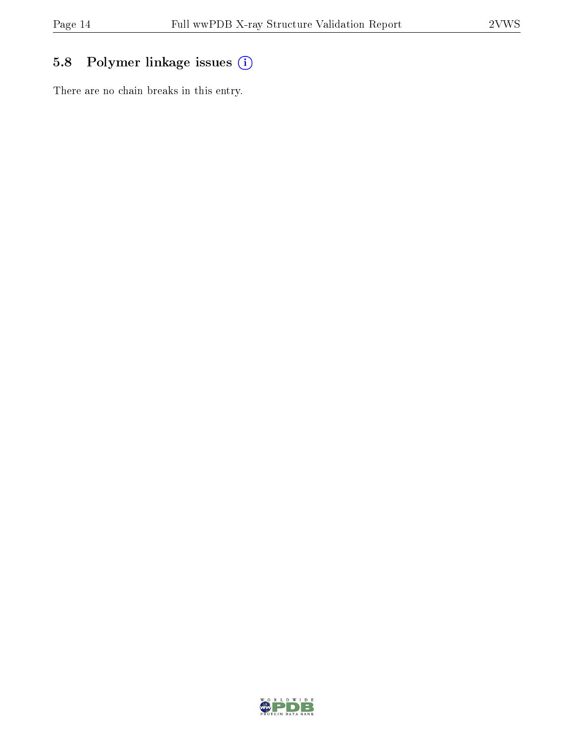## 5.8 Polymer linkage issues

There are no chain breaks in this entry.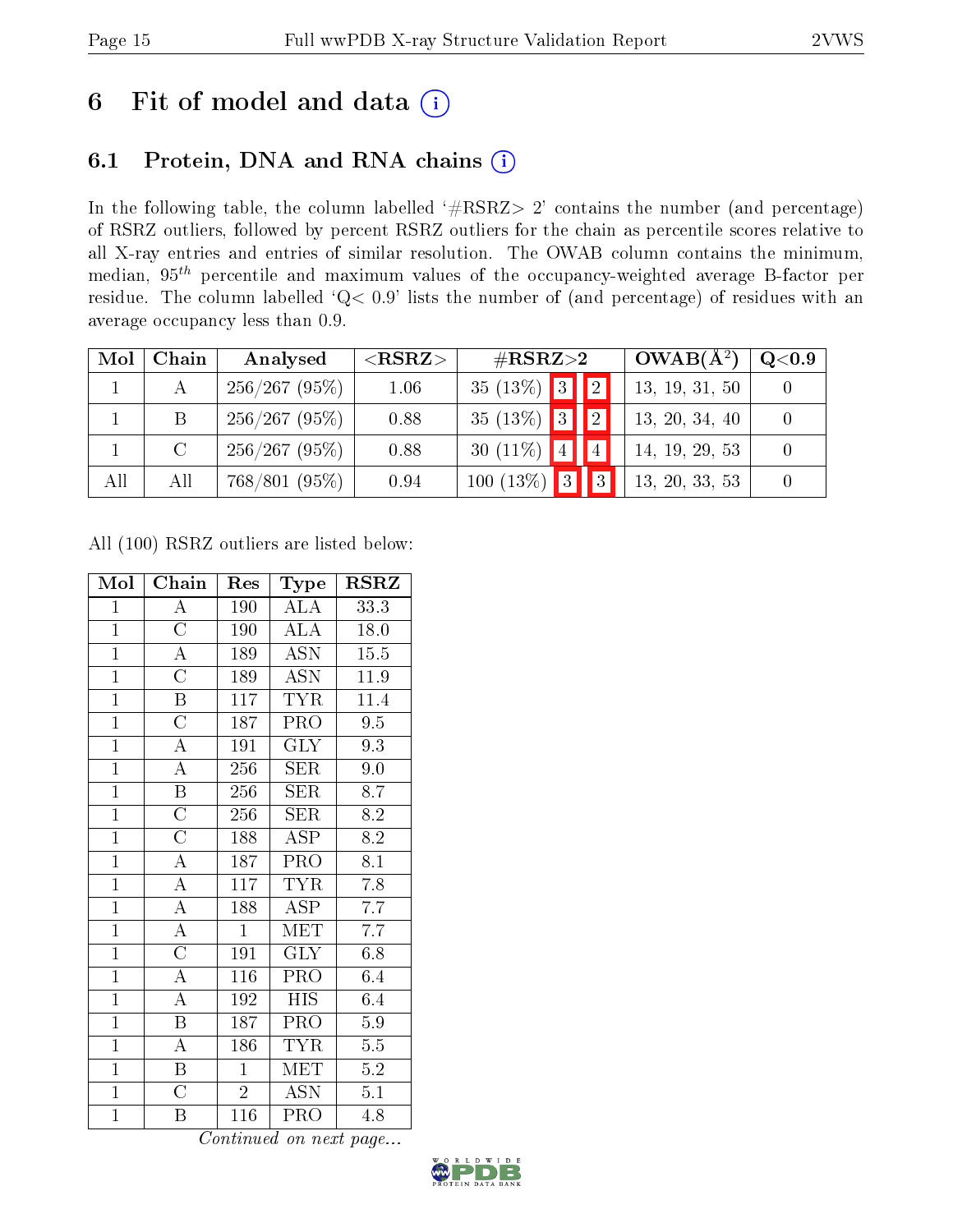# 6 Fit of model and data (i)

## 6.1 Protein, DNA and RNA chains (i)

In the following table, the column labelled '#RSRZ> 2' contains the number (and percentage) of RSRZ outliers, followed by percent RSRZ outliers for the chain as percentile scores relative to all X-ray entries and entries of similar resolution. The OWAB column contains the minimum, median, $95^{th}$ percentile and maximum values of the occupancy-weighted average B-factor per residue. The column labelled 'Q< 0.9' lists the number of (and percentage) of residues with an average occupancy less than 0.9.

| Mol | Chain | Analysed | <RSRZ> | #RSRZ>2 | | | OWAB(Å$^2$) | Q<0.9 |
|---|---|---|---|---|---|---|---|---|
| 1 | A | 256/267 (95%) | 1.06 | 35 (13%) | 3 | 2 | 13, 19, 31, 50 | 0 |
| 1 | B | 256/267 (95%) | 0.88 | 35 (13%) | 3 | 2 | 13, 20, 34, 40 | 0 |
| 1 | C | 256/267 (95%) | 0.88 | 30 (11%) | 4 | 4 | 14, 19, 29, 53 | 0 |
| All | All | 768/801 (95%) | 0.94 | 100 (13%) | 3 | 3 | 13, 20, 33, 53 | 0 |

All (100) RSRZ outliers are listed below:

| Mol | Chain | Res | Type | RSRZ |
|---|---|---|---|---|
| 1 | A | 190 | ALA | 33.3 |
| 1 | C | 190 | ALA | 18.0 |
| 1 | A | 189 | ASN | 15.5 |
| 1 | C | 189 | ASN | 11.9 |
| 1 | B | 117 | TYR | 11.4 |
| 1 | C | 187 | PRO | 9.5 |
| 1 | A | 191 | GLY | 9.3 |
| 1 | A | 256 | SER | 9.0 |
| 1 | B | 256 | SER | 8.7 |
| 1 | C | 256 | SER | 8.2 |
| 1 | C | 188 | ASP | 8.2 |
| 1 | A | 187 | PRO | 8.1 |
| 1 | A | 117 | TYR | 7.8 |
| 1 | A | 188 | ASP | 7.7 |
| 1 | A | 1 | MET | 7.7 |
| 1 | C | 191 | GLY | 6.8 |
| 1 | A | 116 | PRO | 6.4 |
| 1 | A | 192 | HIS | 6.4 |
| 1 | B | 187 | PRO | 5.9 |
| 1 | A | 186 | TYR | 5.5 |
| 1 | B | 1 | MET | 5.2 |
| 1 | C | 2 | ASN | 5.1 |
| 1 | B | 116 | PRO | 4.8 |

*Continued on next page...*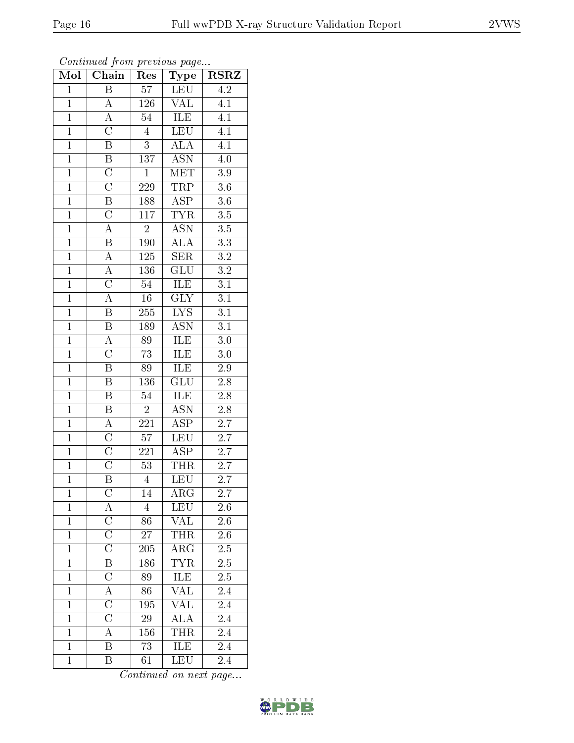*Continued from previous page...*

| Mol | Chain | Res | Type | RSRZ |
|---|---|---|---|---|
| 1 | B | 57 | LEU | 4.2 |
| 1 | A | 126 | VAL | 4.1 |
| 1 | A | 54 | ILE | 4.1 |
| 1 | C | 4 | LEU | 4.1 |
| 1 | B | 3 | ALA | 4.1 |
| 1 | B | 137 | ASN | 4.0 |
| 1 | C | 1 | MET | 3.9 |
| 1 | C | 229 | TRP | 3.6 |
| 1 | B | 188 | ASP | 3.6 |
| 1 | C | 117 | TYR | 3.5 |
| 1 | A | 2 | ASN | 3.5 |
| 1 | B | 190 | ALA | 3.3 |
| 1 | A | 125 | SER | 3.2 |
| 1 | A | 136 | GLU | 3.2 |
| 1 | C | 54 | ILE | 3.1 |
| 1 | A | 16 | GLY | 3.1 |
| 1 | B | 255 | LYS | 3.1 |
| 1 | B | 189 | ASN | 3.1 |
| 1 | A | 89 | ILE | 3.0 |
| 1 | C | 73 | ILE | 3.0 |
| 1 | B | 89 | ILE | 2.9 |
| 1 | B | 136 | GLU | 2.8 |
| 1 | B | 54 | ILE | 2.8 |
| 1 | B | 2 | ASN | 2.8 |
| 1 | A | 221 | ASP | 2.7 |
| 1 | C | 57 | LEU | 2.7 |
| 1 | C | 221 | ASP | 2.7 |
| 1 | C | 53 | THR | 2.7 |
| 1 | B | 4 | LEU | 2.7 |
| 1 | C | 14 | ARG | 2.7 |
| 1 | A | 4 | LEU | 2.6 |
| 1 | C | 86 | VAL | 2.6 |
| 1 | C | 27 | THR | 2.6 |
| 1 | C | 205 | ARG | 2.5 |
| 1 | B | 186 | TYR | 2.5 |
| 1 | C | 89 | ILE | 2.5 |
| 1 | A | 86 | VAL | 2.4 |
| 1 | C | 195 | VAL | 2.4 |
| 1 | C | 29 | ALA | 2.4 |
| 1 | A | 156 | THR | 2.4 |
| 1 | B | 73 | ILE | 2.4 |
| 1 | B | 61 | LEU | 2.4 |

*Continued on next page...*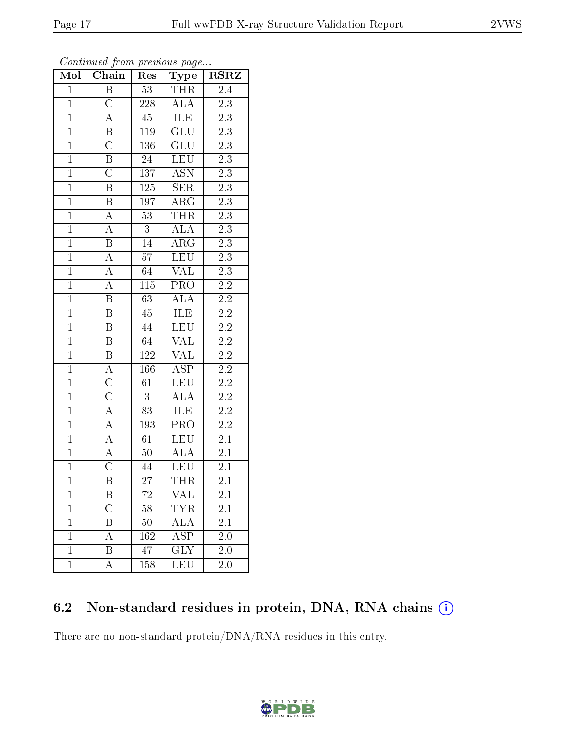*Continued from previous page...*

| Mol | Chain | Res | Type | RSRZ |
|---|---|---|---|---|
| 1 | B | 53 | THR | 2.4 |
| 1 | C | 228 | ALA | 2.3 |
| 1 | A | 45 | ILE | 2.3 |
| 1 | B | 119 | GLU | 2.3 |
| 1 | C | 136 | GLU | 2.3 |
| 1 | B | 24 | LEU | 2.3 |
| 1 | C | 137 | ASN | 2.3 |
| 1 | B | 125 | SER | 2.3 |
| 1 | B | 197 | ARG | 2.3 |
| 1 | A | 53 | THR | 2.3 |
| 1 | A | 3 | ALA | 2.3 |
| 1 | B | 14 | ARG | 2.3 |
| 1 | A | 57 | LEU | 2.3 |
| 1 | A | 64 | VAL | 2.3 |
| 1 | A | 115 | PRO | 2.2 |
| 1 | B | 63 | ALA | 2.2 |
| 1 | B | 45 | ILE | 2.2 |
| 1 | B | 44 | LEU | 2.2 |
| 1 | B | 64 | VAL | 2.2 |
| 1 | B | 122 | VAL | 2.2 |
| 1 | A | 166 | ASP | 2.2 |
| 1 | C | 61 | LEU | 2.2 |
| 1 | C | 3 | ALA | 2.2 |
| 1 | A | 83 | ILE | 2.2 |
| 1 | A | 193 | PRO | 2.2 |
| 1 | A | 61 | LEU | 2.1 |
| 1 | A | 50 | ALA | 2.1 |
| 1 | C | 44 | LEU | 2.1 |
| 1 | B | 27 | THR | 2.1 |
| 1 | B | 72 | VAL | 2.1 |
| 1 | C | 58 | TYR | 2.1 |
| 1 | B | 50 | ALA | 2.1 |
| 1 | A | 162 | ASP | 2.0 |
| 1 | B | 47 | GLY | 2.0 |
| 1 | A | 158 | LEU | 2.0 |

## 6.2 Non-standard residues in protein, DNA, RNA chains

There are no non-standard protein/DNA/RNA residues in this entry.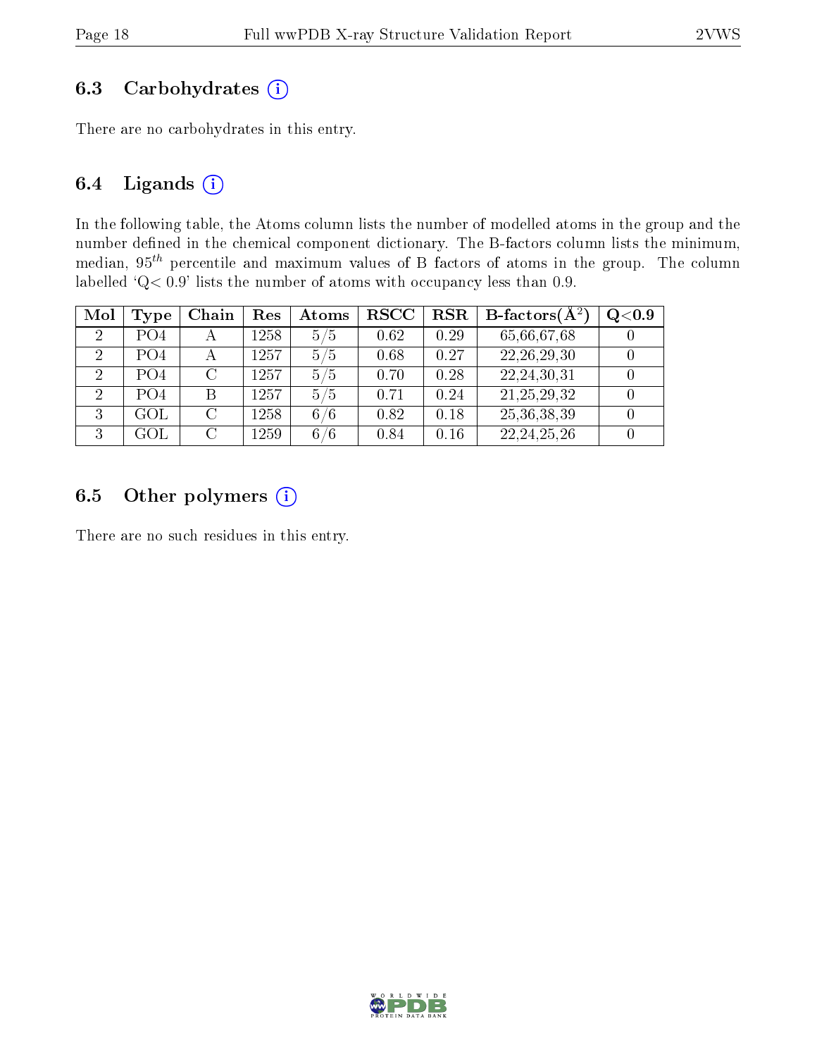### 6.3 Carbohydrates

There are no carbohydrates in this entry.

### 6.4 Ligands

In the following table, the Atoms column lists the number of modelled atoms in the group and the number defined in the chemical component dictionary. The B-factors column lists the minimum, median, $95^{th}$ percentile and maximum values of B factors of atoms in the group. The column labelled 'Q< 0.9' lists the number of atoms with occupancy less than 0.9.

| Mol | Type | Chain | Res | Atoms | RSCC | RSR | B-factors(Å$^2$) | Q<0.9 |
|---|---|---|---|---|---|---|---|---|
| 2 | PO4 | A | 1258 | 5/5 | 0.62 | 0.29 | 65,66,67,68 | 0 |
| 2 | PO4 | A | 1257 | 5/5 | 0.68 | 0.27 | 22,26,29,30 | 0 |
| 2 | PO4 | C | 1257 | 5/5 | 0.70 | 0.28 | 22,24,30,31 | 0 |
| 2 | PO4 | B | 1257 | 5/5 | 0.71 | 0.24 | 21,25,29,32 | 0 |
| 3 | GOL | C | 1258 | 6/6 | 0.82 | 0.18 | 25,36,38,39 | 0 |
| 3 | GOL | C | 1259 | 6/6 | 0.84 | 0.16 | 22,24,25,26 | 0 |

### 6.5 Other polymers

There are no such residues in this entry.